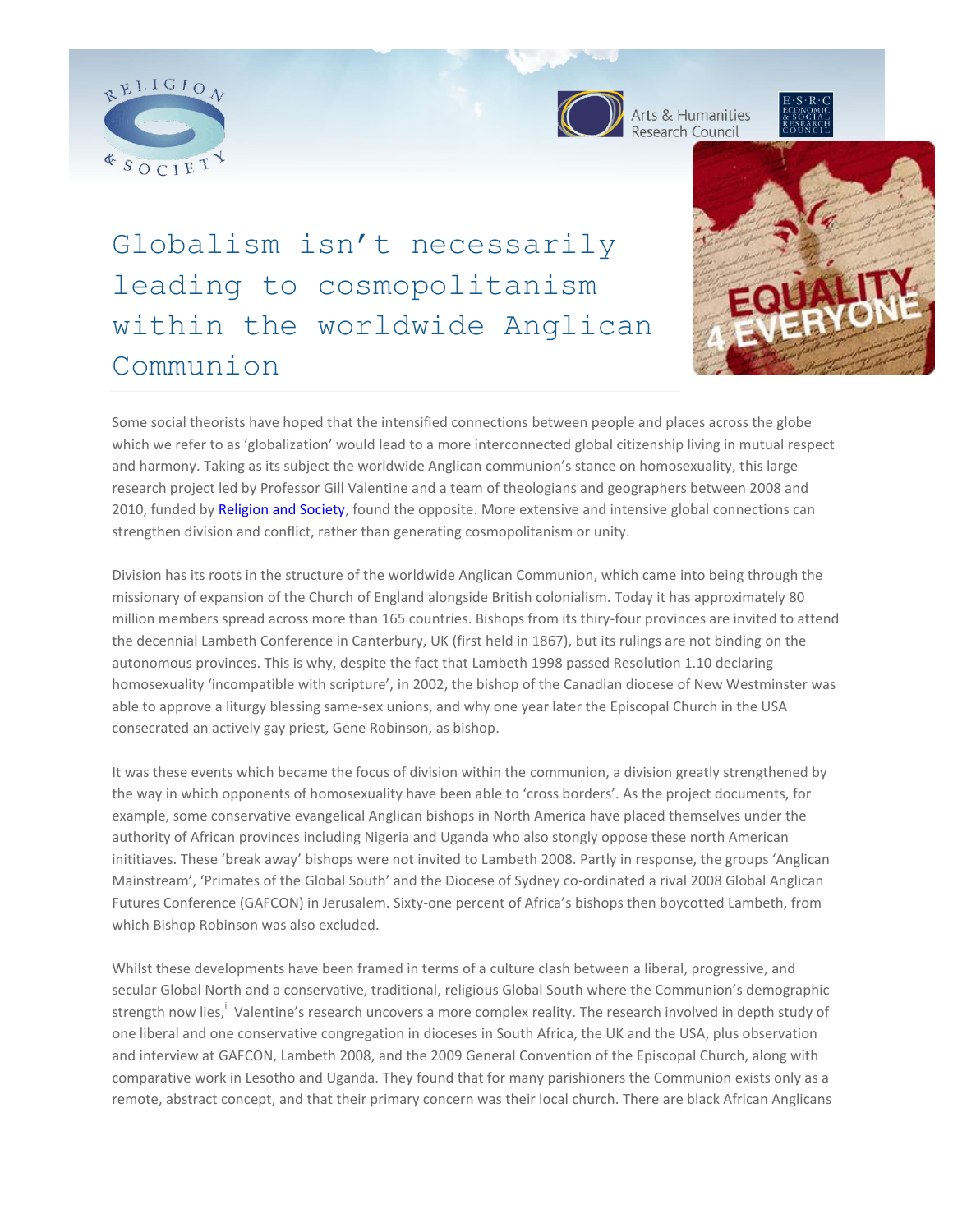# Globalism isn't necessarily leading to cosmopolitanism within the worldwide Anglican Communion

Some social theorists have hoped that the intensified connections between people and places across the globe which we refer to as 'globalization' would lead to a more interconnected global citizenship living in mutual respect and harmony. Taking as its subject the worldwide Anglican communion's stance on homosexuality, this large research project led by Professor Gill Valentine and a team of theologians and geographers between 2008 and 2010, funded by Religion and Society, found the opposite. More extensive and intensive global connections can strengthen division and conflict, rather than generating cosmopolitanism or unity.

Division has its roots in the structure of the worldwide Anglican Communion, which came into being through the missionary of expansion of the Church of England alongside British colonialism. Today it has approximately 80 million members spread across more than 165 countries. Bishops from its thiry-four provinces are invited to attend the decennial Lambeth Conference in Canterbury, UK (first held in 1867), but its rulings are not binding on the autonomous provinces. This is why, despite the fact that Lambeth 1998 passed Resolution 1.10 declaring homosexuality 'incompatible with scripture', in 2002, the bishop of the Canadian diocese of New Westminster was able to approve a liturgy blessing same-sex unions, and why one year later the Episcopal Church in the USA consecrated an actively gay priest, Gene Robinson, as bishop.

It was these events which became the focus of division within the communion, a division greatly strengthened by the way in which opponents of homosexuality have been able to 'cross borders'. As the project documents, for example, some conservative evangelical Anglican bishops in North America have placed themselves under the authority of African provinces including Nigeria and Uganda who also stongly oppose these north American inititiaves. These 'break away' bishops were not invited to Lambeth 2008. Partly in response, the groups 'Anglican Mainstream', 'Primates of the Global South' and the Diocese of Sydney co-ordinated a rival 2008 Global Anglican Futures Conference (GAFCON) in Jerusalem. Sixty-one percent of Africa's bishops then boycotted Lambeth, from which Bishop Robinson was also excluded.

Whilst these developments have been framed in terms of a culture clash between a liberal, progressive, and secular Global North and a conservative, traditional, religious Global South where the Communion's demographic strength now lies,[i] Valentine's research uncovers a more complex reality. The research involved in depth study of one liberal and one conservative congregation in dioceses in South Africa, the UK and the USA, plus observation and interview at GAFCON, Lambeth 2008, and the 2009 General Convention of the Episcopal Church, along with comparative work in Lesotho and Uganda. They found that for many parishioners the Communion exists only as a remote, abstract concept, and that their primary concern was their local church. There are black African Anglicans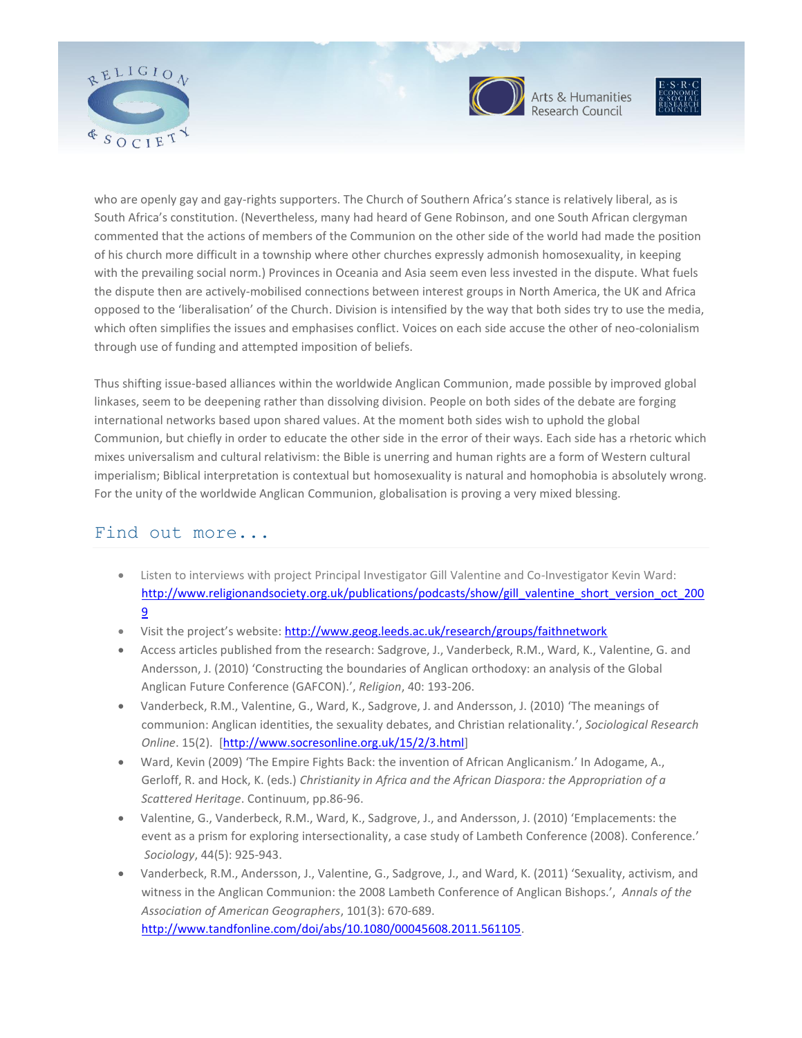who are openly gay and gay-rights supporters. The Church of Southern Africa's stance is relatively liberal, as is South Africa's constitution. (Nevertheless, many had heard of Gene Robinson, and one South African clergyman commented that the actions of members of the Communion on the other side of the world had made the position of his church more difficult in a township where other churches expressly admonish homosexuality, in keeping with the prevailing social norm.) Provinces in Oceania and Asia seem even less invested in the dispute. What fuels the dispute then are actively-mobilised connections between interest groups in North America, the UK and Africa opposed to the 'liberalisation' of the Church. Division is intensified by the way that both sides try to use the media, which often simplifies the issues and emphasises conflict. Voices on each side accuse the other of neo-colonialism through use of funding and attempted imposition of beliefs.

Thus shifting issue-based alliances within the worldwide Anglican Communion, made possible by improved global linkases, seem to be deepening rather than dissolving division. People on both sides of the debate are forging international networks based upon shared values. At the moment both sides wish to uphold the global Communion, but chiefly in order to educate the other side in the error of their ways. Each side has a rhetoric which mixes universalism and cultural relativism: the Bible is unerring and human rights are a form of Western cultural imperialism; Biblical interpretation is contextual but homosexuality is natural and homophobia is absolutely wrong. For the unity of the worldwide Anglican Communion, globalisation is proving a very mixed blessing.

## Find out more...

- Listen to interviews with project Principal Investigator Gill Valentine and Co-Investigator Kevin Ward: http://www.religionandsociety.org.uk/publications/podcasts/show/gill_valentine_short_version_oct_2009
- Visit the project's website: http://www.geog.leeds.ac.uk/research/groups/faithnetwork
- Access articles published from the research: Sadgrove, J., Vanderbeck, R.M., Ward, K., Valentine, G. and Andersson, J. (2010) 'Constructing the boundaries of Anglican orthodoxy: an analysis of the Global Anglican Future Conference (GAFCON).', *Religion*, 40: 193-206.
- Vanderbeck, R.M., Valentine, G., Ward, K., Sadgrove, J. and Andersson, J. (2010) 'The meanings of communion: Anglican identities, the sexuality debates, and Christian relationality.', *Sociological Research Online*. 15(2). [http://www.socresonline.org.uk/15/2/3.html]
- Ward, Kevin (2009) 'The Empire Fights Back: the invention of African Anglicanism.' In Adogame, A., Gerloff, R. and Hock, K. (eds.) *Christianity in Africa and the African Diaspora: the Appropriation of a Scattered Heritage*. Continuum, pp.86-96.
- Valentine, G., Vanderbeck, R.M., Ward, K., Sadgrove, J., and Andersson, J. (2010) 'Emplacements: the event as a prism for exploring intersectionality, a case study of Lambeth Conference (2008). Conference.' *Sociology*, 44(5): 925-943.
- Vanderbeck, R.M., Andersson, J., Valentine, G., Sadgrove, J., and Ward, K. (2011) 'Sexuality, activism, and witness in the Anglican Communion: the 2008 Lambeth Conference of Anglican Bishops.', *Annals of the Association of American Geographers*, 101(3): 670-689. http://www.tandfonline.com/doi/abs/10.1080/00045608.2011.561105.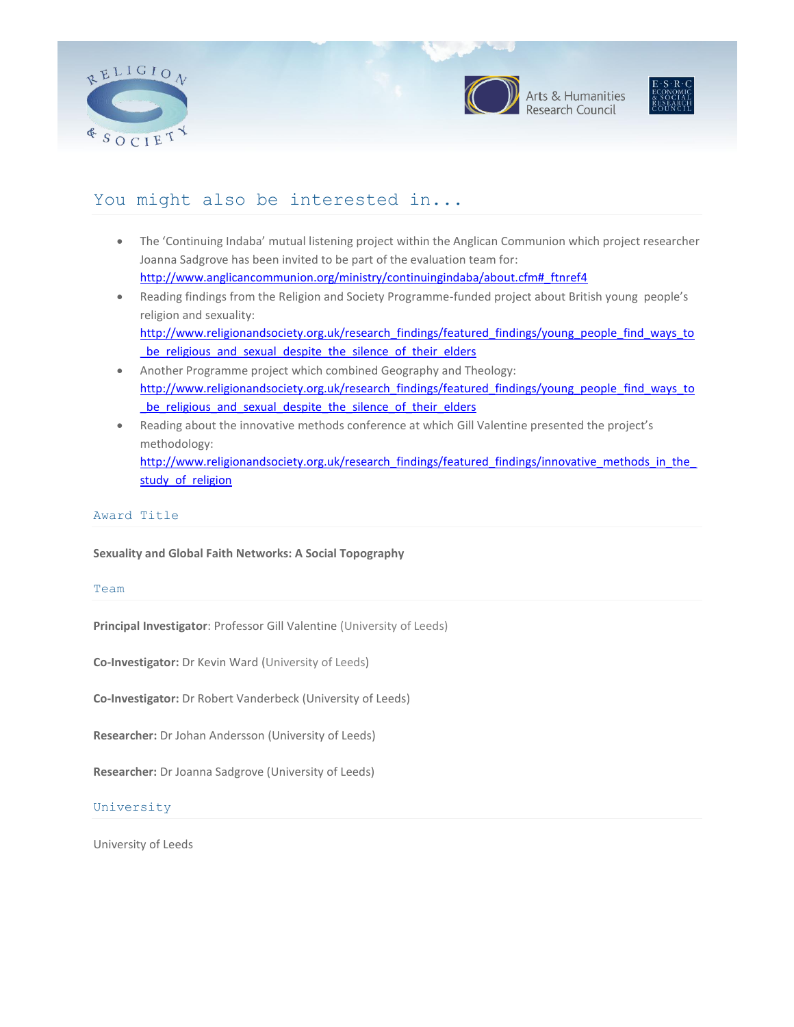## You might also be interested in...

- The 'Continuing Indaba' mutual listening project within the Anglican Communion which project researcher Joanna Sadgrove has been invited to be part of the evaluation team for: http://www.anglicancommunion.org/ministry/continuingindaba/about.cfm#_ftnref4
- Reading findings from the Religion and Society Programme-funded project about British young people's religion and sexuality: http://www.religionandsociety.org.uk/research_findings/featured_findings/young_people_find_ways_to_be_religious_and_sexual_despite_the_silence_of_their_elders
- Another Programme project which combined Geography and Theology: http://www.religionandsociety.org.uk/research_findings/featured_findings/young_people_find_ways_to_be_religious_and_sexual_despite_the_silence_of_their_elders
- Reading about the innovative methods conference at which Gill Valentine presented the project's methodology: http://www.religionandsociety.org.uk/research_findings/featured_findings/innovative_methods_in_the_study_of_religion

### Award Title

**Sexuality and Global Faith Networks: A Social Topography**

### Team

**Principal Investigator**: Professor Gill Valentine (University of Leeds)

**Co-Investigator:** Dr Kevin Ward (University of Leeds)

**Co-Investigator:** Dr Robert Vanderbeck (University of Leeds)

**Researcher:** Dr Johan Andersson (University of Leeds)

**Researcher:** Dr Joanna Sadgrove (University of Leeds)

### University

University of Leeds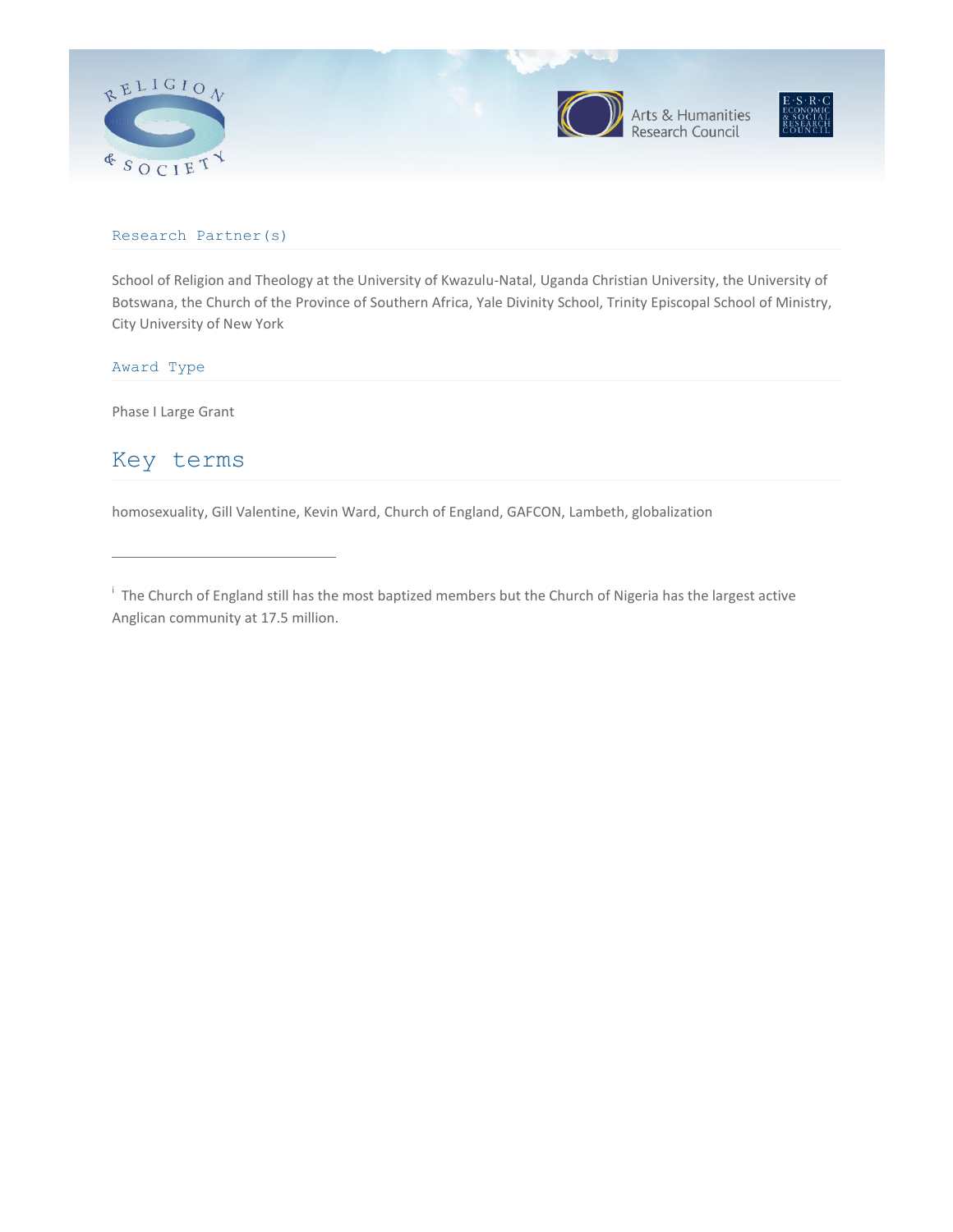### Research Partner(s)

School of Religion and Theology at the University of Kwazulu-Natal, Uganda Christian University, the University of Botswana, the Church of the Province of Southern Africa, Yale Divinity School, Trinity Episcopal School of Ministry, City University of New York

### Award Type

Phase I Large Grant

## Key terms

homosexuality, Gill Valentine, Kevin Ward, Church of England, GAFCON, Lambeth, globalization

---

[i] The Church of England still has the most baptized members but the Church of Nigeria has the largest active Anglican community at 17.5 million.